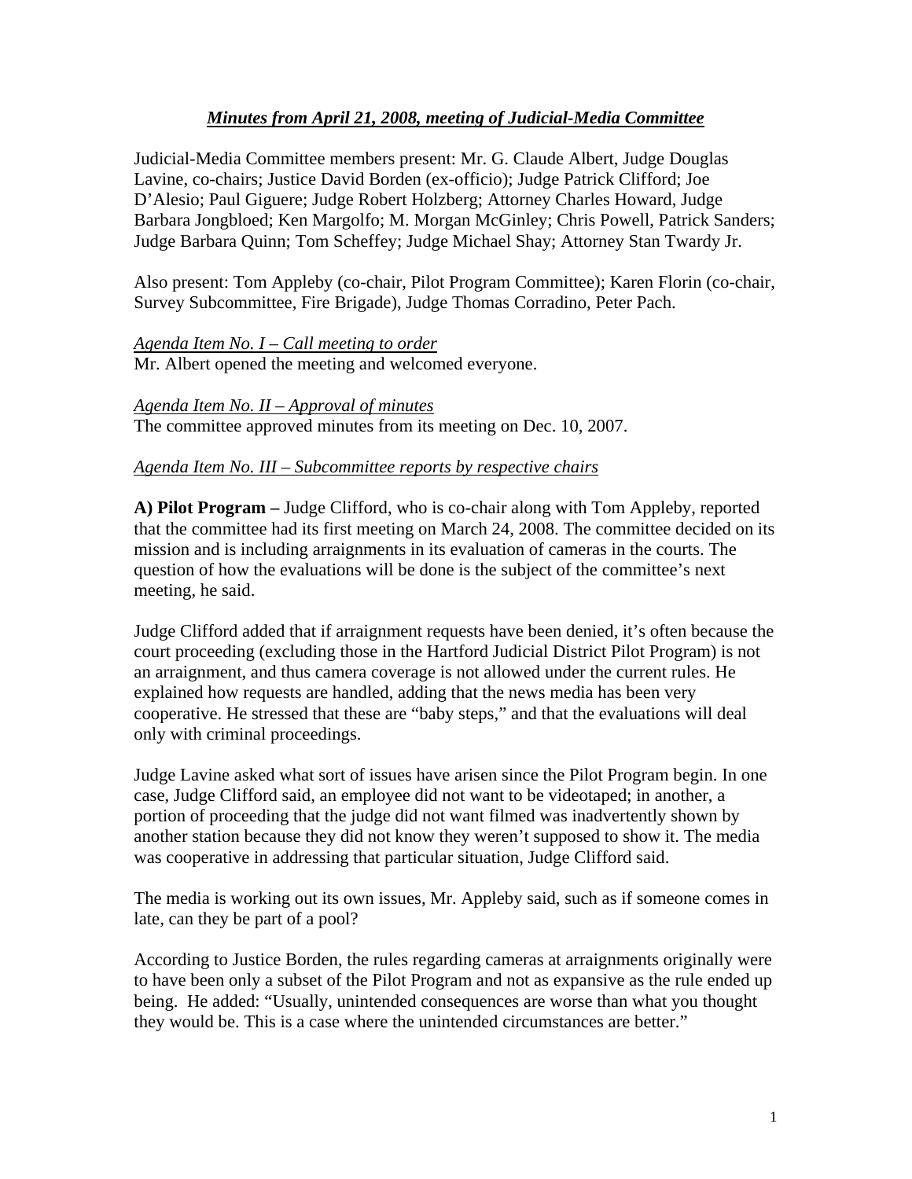## *Minutes from April 21, 2008, meeting of Judicial-Media Committee*

Judicial-Media Committee members present: Mr. G. Claude Albert, Judge Douglas Lavine, co-chairs; Justice David Borden (ex-officio); Judge Patrick Clifford; Joe D'Alesio; Paul Giguere; Judge Robert Holzberg; Attorney Charles Howard, Judge Barbara Jongbloed; Ken Margolfo; M. Morgan McGinley; Chris Powell, Patrick Sanders; Judge Barbara Quinn; Tom Scheffey; Judge Michael Shay; Attorney Stan Twardy Jr.

Also present: Tom Appleby (co-chair, Pilot Program Committee); Karen Florin (co-chair, Survey Subcommittee, Fire Brigade), Judge Thomas Corradino, Peter Pach.

*Agenda Item No. I – Call meeting to order*
Mr. Albert opened the meeting and welcomed everyone.

*Agenda Item No. II – Approval of minutes*
The committee approved minutes from its meeting on Dec. 10, 2007.

*Agenda Item No. III – Subcommittee reports by respective chairs*

**A) Pilot Program –** Judge Clifford, who is co-chair along with Tom Appleby, reported that the committee had its first meeting on March 24, 2008. The committee decided on its mission and is including arraignments in its evaluation of cameras in the courts. The question of how the evaluations will be done is the subject of the committee's next meeting, he said.

Judge Clifford added that if arraignment requests have been denied, it's often because the court proceeding (excluding those in the Hartford Judicial District Pilot Program) is not an arraignment, and thus camera coverage is not allowed under the current rules. He explained how requests are handled, adding that the news media has been very cooperative. He stressed that these are "baby steps," and that the evaluations will deal only with criminal proceedings.

Judge Lavine asked what sort of issues have arisen since the Pilot Program begin. In one case, Judge Clifford said, an employee did not want to be videotaped; in another, a portion of proceeding that the judge did not want filmed was inadvertently shown by another station because they did not know they weren't supposed to show it. The media was cooperative in addressing that particular situation, Judge Clifford said.

The media is working out its own issues, Mr. Appleby said, such as if someone comes in late, can they be part of a pool?

According to Justice Borden, the rules regarding cameras at arraignments originally were to have been only a subset of the Pilot Program and not as expansive as the rule ended up being. He added: "Usually, unintended consequences are worse than what you thought they would be. This is a case where the unintended circumstances are better."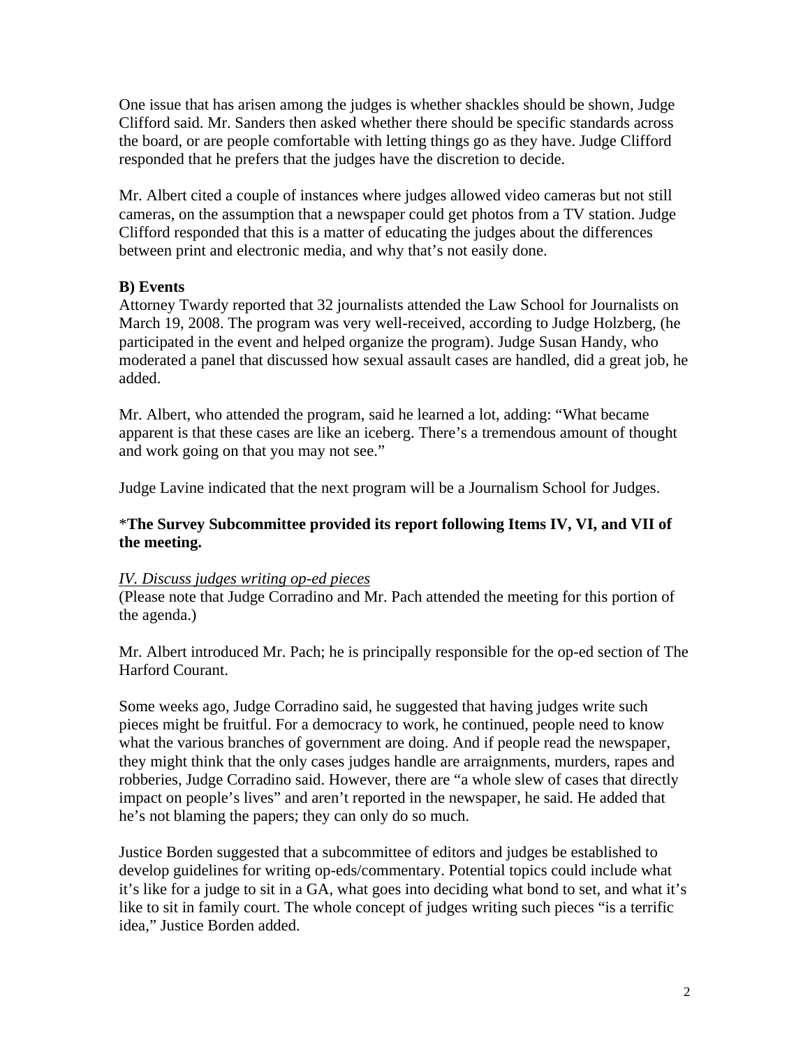One issue that has arisen among the judges is whether shackles should be shown, Judge Clifford said. Mr. Sanders then asked whether there should be specific standards across the board, or are people comfortable with letting things go as they have. Judge Clifford responded that he prefers that the judges have the discretion to decide.

Mr. Albert cited a couple of instances where judges allowed video cameras but not still cameras, on the assumption that a newspaper could get photos from a TV station. Judge Clifford responded that this is a matter of educating the judges about the differences between print and electronic media, and why that's not easily done.

**B) Events**

Attorney Twardy reported that 32 journalists attended the Law School for Journalists on March 19, 2008. The program was very well-received, according to Judge Holzberg, (he participated in the event and helped organize the program). Judge Susan Handy, who moderated a panel that discussed how sexual assault cases are handled, did a great job, he added.

Mr. Albert, who attended the program, said he learned a lot, adding: "What became apparent is that these cases are like an iceberg. There's a tremendous amount of thought and work going on that you may not see."

Judge Lavine indicated that the next program will be a Journalism School for Judges.

***The Survey Subcommittee provided its report following Items IV, VI, and VII of the meeting.**

*IV. Discuss judges writing op-ed pieces*

(Please note that Judge Corradino and Mr. Pach attended the meeting for this portion of the agenda.)

Mr. Albert introduced Mr. Pach; he is principally responsible for the op-ed section of The Harford Courant.

Some weeks ago, Judge Corradino said, he suggested that having judges write such pieces might be fruitful. For a democracy to work, he continued, people need to know what the various branches of government are doing. And if people read the newspaper, they might think that the only cases judges handle are arraignments, murders, rapes and robberies, Judge Corradino said. However, there are "a whole slew of cases that directly impact on people's lives" and aren't reported in the newspaper, he said. He added that he's not blaming the papers; they can only do so much.

Justice Borden suggested that a subcommittee of editors and judges be established to develop guidelines for writing op-eds/commentary. Potential topics could include what it's like for a judge to sit in a GA, what goes into deciding what bond to set, and what it's like to sit in family court. The whole concept of judges writing such pieces "is a terrific idea," Justice Borden added.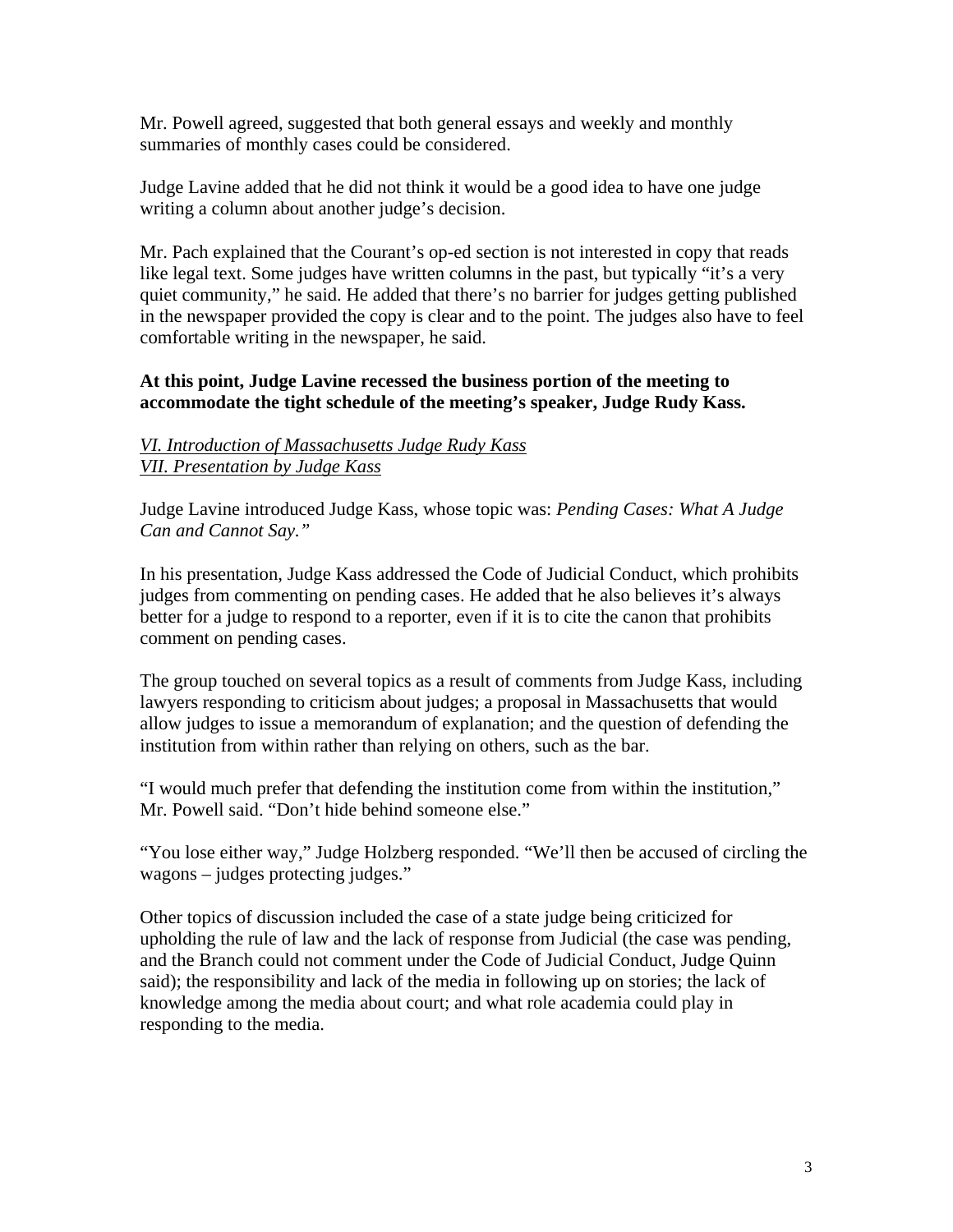Mr. Powell agreed, suggested that both general essays and weekly and monthly summaries of monthly cases could be considered.

Judge Lavine added that he did not think it would be a good idea to have one judge writing a column about another judge's decision.

Mr. Pach explained that the Courant's op-ed section is not interested in copy that reads like legal text. Some judges have written columns in the past, but typically "it's a very quiet community," he said. He added that there's no barrier for judges getting published in the newspaper provided the copy is clear and to the point. The judges also have to feel comfortable writing in the newspaper, he said.

**At this point, Judge Lavine recessed the business portion of the meeting to accommodate the tight schedule of the meeting's speaker, Judge Rudy Kass.**

*VI. Introduction of Massachusetts Judge Rudy Kass*
*VII. Presentation by Judge Kass*

Judge Lavine introduced Judge Kass, whose topic was: *Pending Cases: What A Judge Can and Cannot Say."*

In his presentation, Judge Kass addressed the Code of Judicial Conduct, which prohibits judges from commenting on pending cases. He added that he also believes it's always better for a judge to respond to a reporter, even if it is to cite the canon that prohibits comment on pending cases.

The group touched on several topics as a result of comments from Judge Kass, including lawyers responding to criticism about judges; a proposal in Massachusetts that would allow judges to issue a memorandum of explanation; and the question of defending the institution from within rather than relying on others, such as the bar.

"I would much prefer that defending the institution come from within the institution," Mr. Powell said. "Don't hide behind someone else."

"You lose either way," Judge Holzberg responded. "We'll then be accused of circling the wagons – judges protecting judges."

Other topics of discussion included the case of a state judge being criticized for upholding the rule of law and the lack of response from Judicial (the case was pending, and the Branch could not comment under the Code of Judicial Conduct, Judge Quinn said); the responsibility and lack of the media in following up on stories; the lack of knowledge among the media about court; and what role academia could play in responding to the media.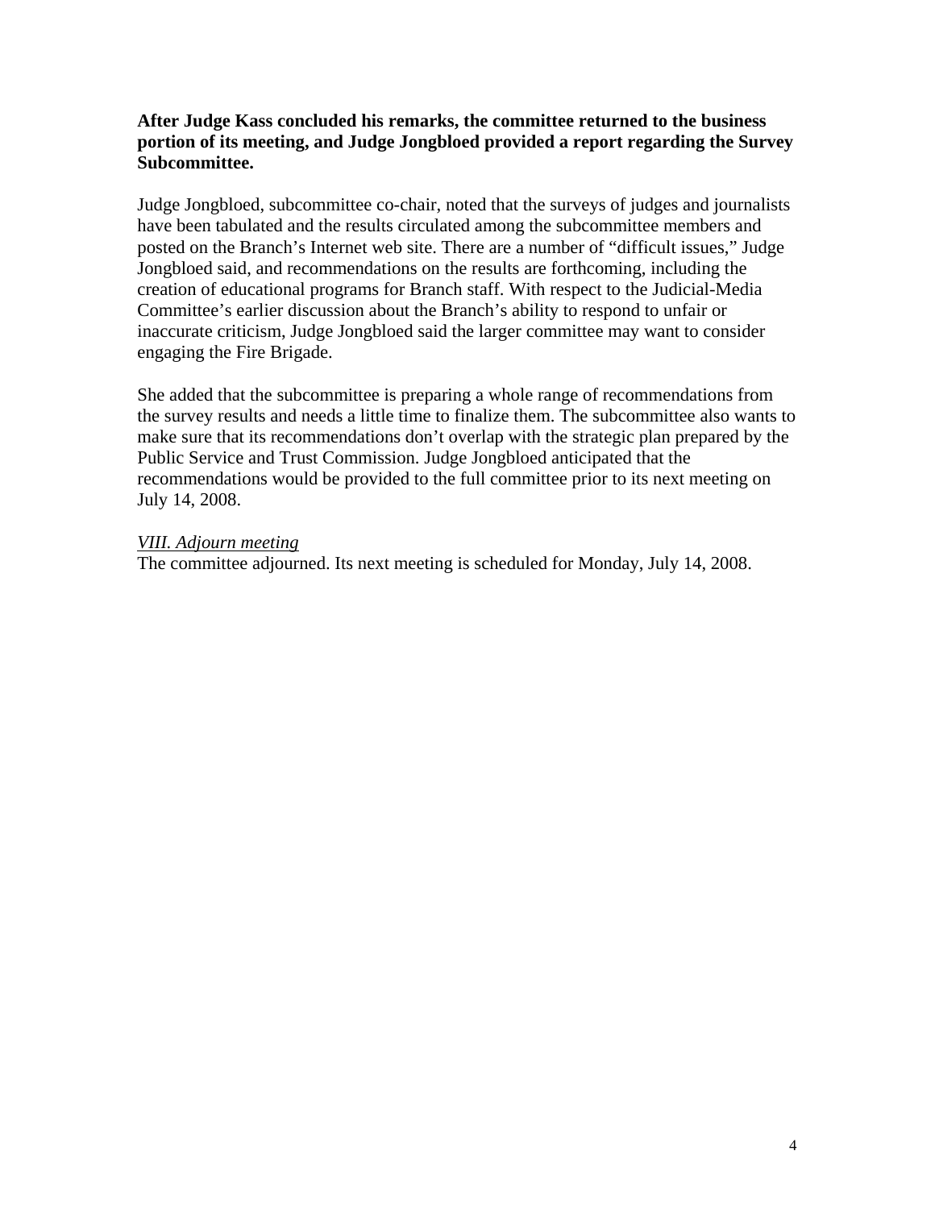**After Judge Kass concluded his remarks, the committee returned to the business portion of its meeting, and Judge Jongbloed provided a report regarding the Survey Subcommittee.**

Judge Jongbloed, subcommittee co-chair, noted that the surveys of judges and journalists have been tabulated and the results circulated among the subcommittee members and posted on the Branch's Internet web site. There are a number of "difficult issues," Judge Jongbloed said, and recommendations on the results are forthcoming, including the creation of educational programs for Branch staff. With respect to the Judicial-Media Committee's earlier discussion about the Branch's ability to respond to unfair or inaccurate criticism, Judge Jongbloed said the larger committee may want to consider engaging the Fire Brigade.

She added that the subcommittee is preparing a whole range of recommendations from the survey results and needs a little time to finalize them. The subcommittee also wants to make sure that its recommendations don't overlap with the strategic plan prepared by the Public Service and Trust Commission. Judge Jongbloed anticipated that the recommendations would be provided to the full committee prior to its next meeting on July 14, 2008.

*VIII. Adjourn meeting*

The committee adjourned. Its next meeting is scheduled for Monday, July 14, 2008.